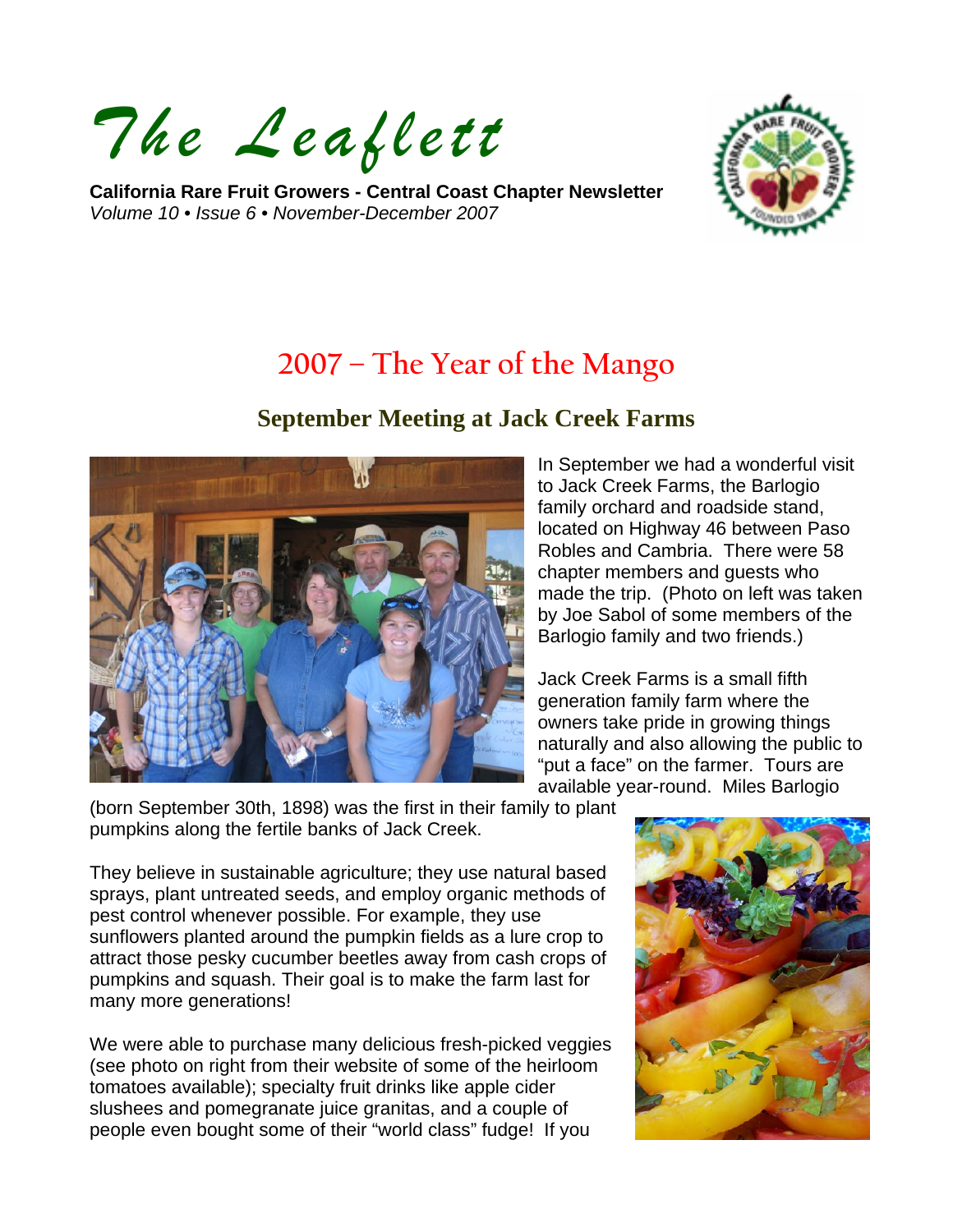# The Leaflett

**California Rare Fruit Growers - Central Coast Chapter Newsletter**
*Volume 10 • Issue 6 • November-December 2007*

## 2007 – The Year of the Mango

### September Meeting at Jack Creek Farms

In September we had a wonderful visit to Jack Creek Farms, the Barlogio family orchard and roadside stand, located on Highway 46 between Paso Robles and Cambria. There were 58 chapter members and guests who made the trip. (Photo on left was taken by Joe Sabol of some members of the Barlogio family and two friends.)

Jack Creek Farms is a small fifth generation family farm where the owners take pride in growing things naturally and also allowing the public to "put a face" on the farmer. Tours are available year-round. Miles Barlogio (born September 30th, 1898) was the first in their family to plant pumpkins along the fertile banks of Jack Creek.

They believe in sustainable agriculture; they use natural based sprays, plant untreated seeds, and employ organic methods of pest control whenever possible. For example, they use sunflowers planted around the pumpkin fields as a lure crop to attract those pesky cucumber beetles away from cash crops of pumpkins and squash. Their goal is to make the farm last for many more generations!

We were able to purchase many delicious fresh-picked veggies (see photo on right from their website of some of the heirloom tomatoes available); specialty fruit drinks like apple cider slushees and pomegranate juice granitas, and a couple of people even bought some of their "world class" fudge! If you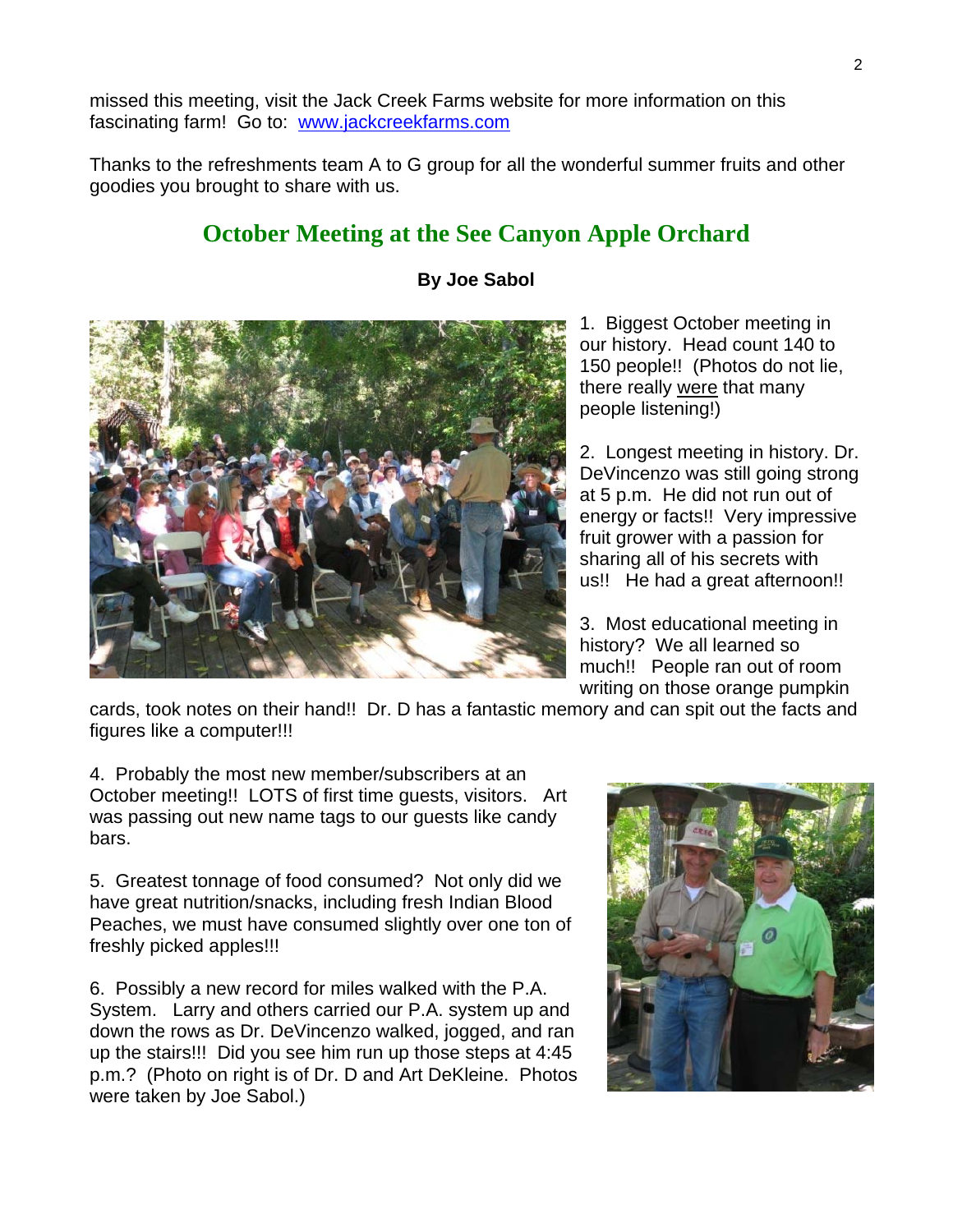missed this meeting, visit the Jack Creek Farms website for more information on this fascinating farm! Go to: [www.jackcreekfarms.com](http://www.jackcreekfarms.com)

Thanks to the refreshments team A to G group for all the wonderful summer fruits and other goodies you brought to share with us.

## October Meeting at the See Canyon Apple Orchard

**By Joe Sabol**

1. Biggest October meeting in our history. Head count 140 to 150 people!! (Photos do not lie, there really were that many people listening!)

2. Longest meeting in history. Dr. DeVincenzo was still going strong at 5 p.m. He did not run out of energy or facts!! Very impressive fruit grower with a passion for sharing all of his secrets with us!! He had a great afternoon!!

3. Most educational meeting in history? We all learned so much!! People ran out of room writing on those orange pumpkin cards, took notes on their hand!! Dr. D has a fantastic memory and can spit out the facts and figures like a computer!!!

4. Probably the most new member/subscribers at an October meeting!! LOTS of first time guests, visitors. Art was passing out new name tags to our guests like candy bars.

5. Greatest tonnage of food consumed? Not only did we have great nutrition/snacks, including fresh Indian Blood Peaches, we must have consumed slightly over one ton of freshly picked apples!!!

6. Possibly a new record for miles walked with the P.A. System. Larry and others carried our P.A. system up and down the rows as Dr. DeVincenzo walked, jogged, and ran up the stairs!!! Did you see him run up those steps at 4:45 p.m.? (Photo on right is of Dr. D and Art DeKleine. Photos were taken by Joe Sabol.)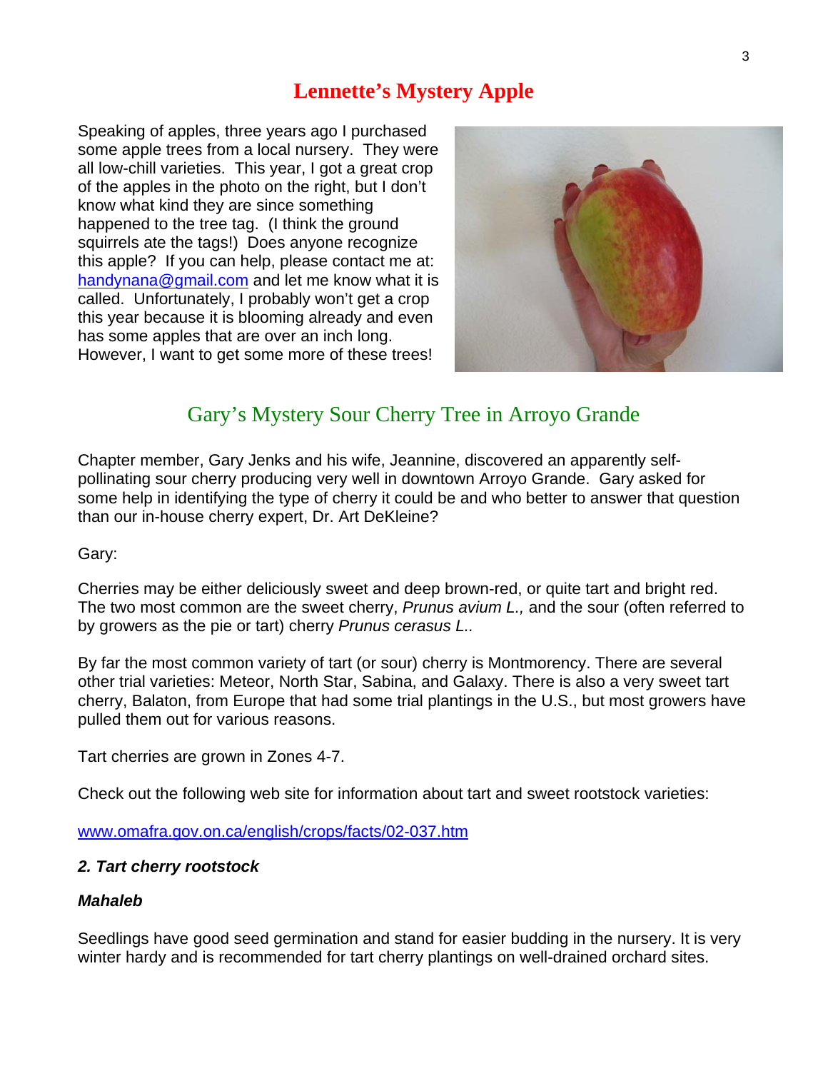## Lennette's Mystery Apple

Speaking of apples, three years ago I purchased some apple trees from a local nursery. They were all low-chill varieties. This year, I got a great crop of the apples in the photo on the right, but I don't know what kind they are since something happened to the tree tag. (I think the ground squirrels ate the tags!) Does anyone recognize this apple? If you can help, please contact me at: handynana@gmail.com and let me know what it is called. Unfortunately, I probably won't get a crop this year because it is blooming already and even has some apples that are over an inch long. However, I want to get some more of these trees!

## Gary's Mystery Sour Cherry Tree in Arroyo Grande

Chapter member, Gary Jenks and his wife, Jeannine, discovered an apparently self-pollinating sour cherry producing very well in downtown Arroyo Grande. Gary asked for some help in identifying the type of cherry it could be and who better to answer that question than our in-house cherry expert, Dr. Art DeKleine?

Gary:

Cherries may be either deliciously sweet and deep brown-red, or quite tart and bright red. The two most common are the sweet cherry, *Prunus avium L.,* and the sour (often referred to by growers as the pie or tart) cherry *Prunus cerasus L..*

By far the most common variety of tart (or sour) cherry is Montmorency. There are several other trial varieties: Meteor, North Star, Sabina, and Galaxy. There is also a very sweet tart cherry, Balaton, from Europe that had some trial plantings in the U.S., but most growers have pulled them out for various reasons.

Tart cherries are grown in Zones 4-7.

Check out the following web site for information about tart and sweet rootstock varieties:

www.omafra.gov.on.ca/english/crops/facts/02-037.htm

***2. Tart cherry rootstock***

***Mahaleb***

Seedlings have good seed germination and stand for easier budding in the nursery. It is very winter hardy and is recommended for tart cherry plantings on well-drained orchard sites.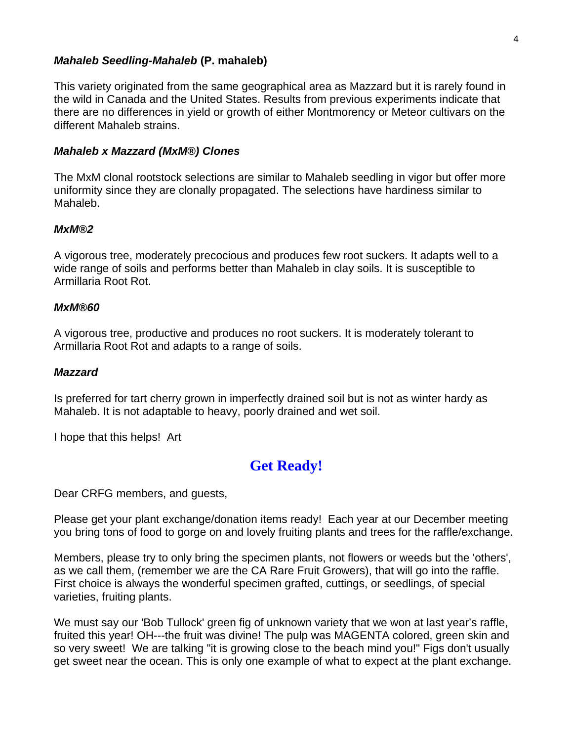***Mahaleb Seedling-Mahaleb* (P. mahaleb)**

This variety originated from the same geographical area as Mazzard but it is rarely found in the wild in Canada and the United States. Results from previous experiments indicate that there are no differences in yield or growth of either Montmorency or Meteor cultivars on the different Mahaleb strains.

***Mahaleb x Mazzard (MxM®) Clones***

The MxM clonal rootstock selections are similar to Mahaleb seedling in vigor but offer more uniformity since they are clonally propagated. The selections have hardiness similar to Mahaleb.

***MxM®2***

A vigorous tree, moderately precocious and produces few root suckers. It adapts well to a wide range of soils and performs better than Mahaleb in clay soils. It is susceptible to Armillaria Root Rot.

***MxM®60***

A vigorous tree, productive and produces no root suckers. It is moderately tolerant to Armillaria Root Rot and adapts to a range of soils.

***Mazzard***

Is preferred for tart cherry grown in imperfectly drained soil but is not as winter hardy as Mahaleb. It is not adaptable to heavy, poorly drained and wet soil.

I hope that this helps! Art

## Get Ready!

Dear CRFG members, and guests,

Please get your plant exchange/donation items ready! Each year at our December meeting you bring tons of food to gorge on and lovely fruiting plants and trees for the raffle/exchange.

Members, please try to only bring the specimen plants, not flowers or weeds but the 'others', as we call them, (remember we are the CA Rare Fruit Growers), that will go into the raffle. First choice is always the wonderful specimen grafted, cuttings, or seedlings, of special varieties, fruiting plants.

We must say our 'Bob Tullock' green fig of unknown variety that we won at last year's raffle, fruited this year! OH---the fruit was divine! The pulp was MAGENTA colored, green skin and so very sweet! We are talking "it is growing close to the beach mind you!" Figs don't usually get sweet near the ocean. This is only one example of what to expect at the plant exchange.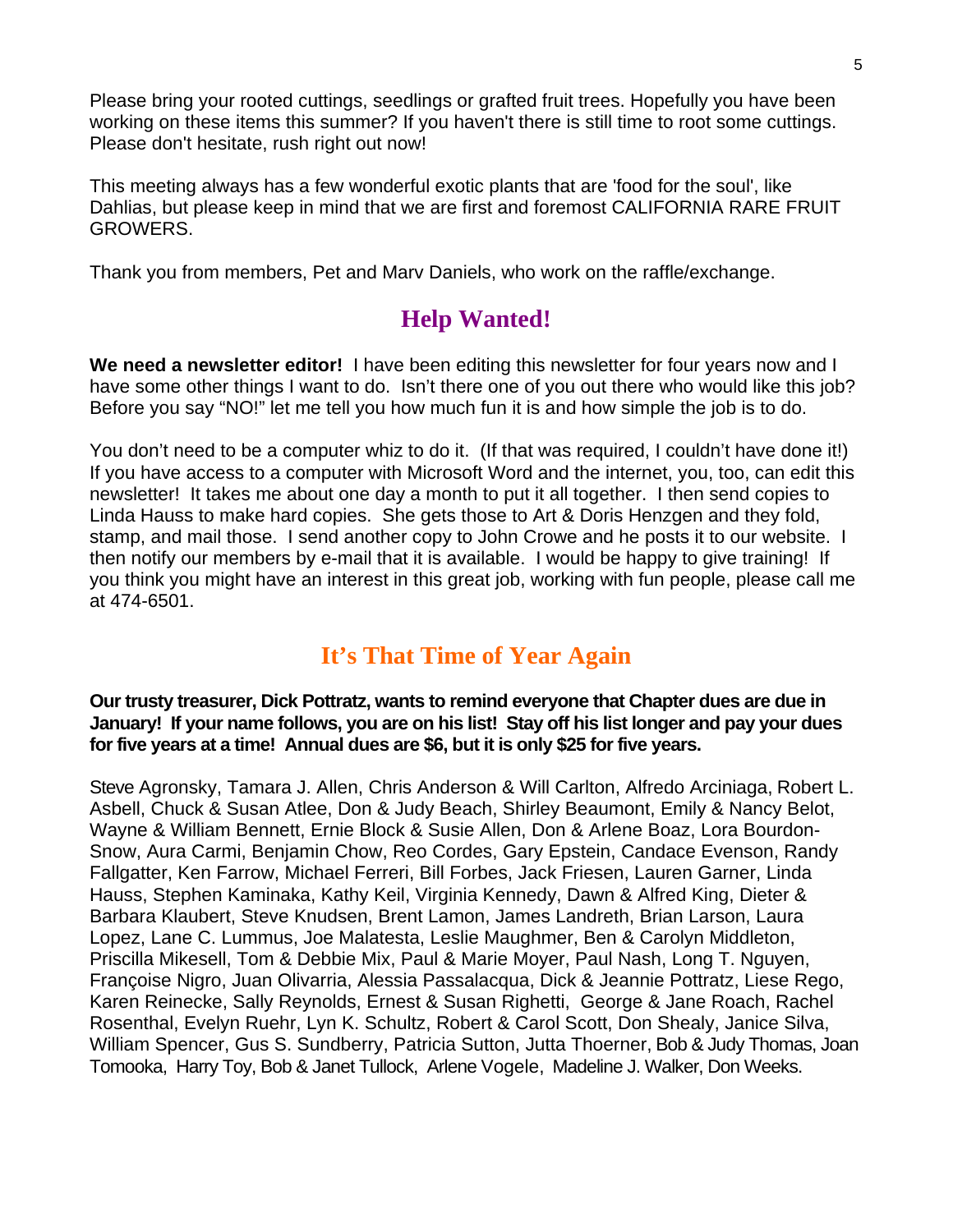Please bring your rooted cuttings, seedlings or grafted fruit trees. Hopefully you have been working on these items this summer? If you haven't there is still time to root some cuttings. Please don't hesitate, rush right out now!

This meeting always has a few wonderful exotic plants that are 'food for the soul', like Dahlias, but please keep in mind that we are first and foremost CALIFORNIA RARE FRUIT GROWERS.

Thank you from members, Pet and Marv Daniels, who work on the raffle/exchange.

## Help Wanted!

**We need a newsletter editor!** I have been editing this newsletter for four years now and I have some other things I want to do. Isn't there one of you out there who would like this job? Before you say "NO!" let me tell you how much fun it is and how simple the job is to do.

You don't need to be a computer whiz to do it. (If that was required, I couldn't have done it!) If you have access to a computer with Microsoft Word and the internet, you, too, can edit this newsletter! It takes me about one day a month to put it all together. I then send copies to Linda Hauss to make hard copies. She gets those to Art & Doris Henzgen and they fold, stamp, and mail those. I send another copy to John Crowe and he posts it to our website. I then notify our members by e-mail that it is available. I would be happy to give training! If you think you might have an interest in this great job, working with fun people, please call me at 474-6501.

## It's That Time of Year Again

**Our trusty treasurer, Dick Pottratz, wants to remind everyone that Chapter dues are due in January! If your name follows, you are on his list! Stay off his list longer and pay your dues for five years at a time! Annual dues are $6, but it is only $25 for five years.**

Steve Agronsky, Tamara J. Allen, Chris Anderson & Will Carlton, Alfredo Arciniaga, Robert L. Asbell, Chuck & Susan Atlee, Don & Judy Beach, Shirley Beaumont, Emily & Nancy Belot, Wayne & William Bennett, Ernie Block & Susie Allen, Don & Arlene Boaz, Lora Bourdon-Snow, Aura Carmi, Benjamin Chow, Reo Cordes, Gary Epstein, Candace Evenson, Randy Fallgatter, Ken Farrow, Michael Ferreri, Bill Forbes, Jack Friesen, Lauren Garner, Linda Hauss, Stephen Kaminaka, Kathy Keil, Virginia Kennedy, Dawn & Alfred King, Dieter & Barbara Klaubert, Steve Knudsen, Brent Lamon, James Landreth, Brian Larson, Laura Lopez, Lane C. Lummus, Joe Malatesta, Leslie Maughmer, Ben & Carolyn Middleton, Priscilla Mikesell, Tom & Debbie Mix, Paul & Marie Moyer, Paul Nash, Long T. Nguyen, Françoise Nigro, Juan Olivarria, Alessia Passalacqua, Dick & Jeannie Pottratz, Liese Rego, Karen Reinecke, Sally Reynolds, Ernest & Susan Righetti, George & Jane Roach, Rachel Rosenthal, Evelyn Ruehr, Lyn K. Schultz, Robert & Carol Scott, Don Shealy, Janice Silva, William Spencer, Gus S. Sundberry, Patricia Sutton, Jutta Thoerner, Bob & Judy Thomas, Joan Tomooka, Harry Toy, Bob & Janet Tullock, Arlene Vogele, Madeline J. Walker, Don Weeks.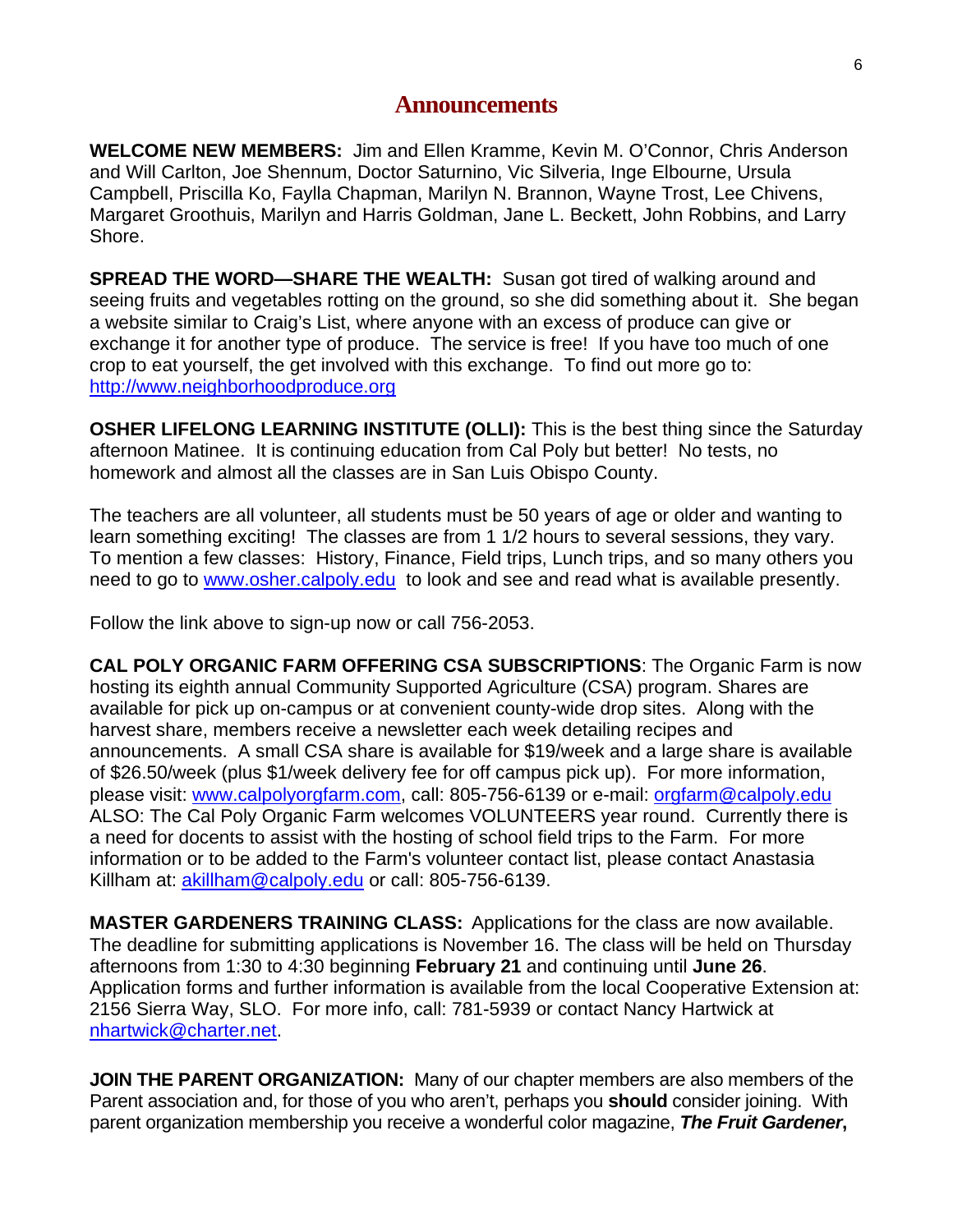# Announcements

**WELCOME NEW MEMBERS:** Jim and Ellen Kramme, Kevin M. O'Connor, Chris Anderson and Will Carlton, Joe Shennum, Doctor Saturnino, Vic Silveria, Inge Elbourne, Ursula Campbell, Priscilla Ko, Faylla Chapman, Marilyn N. Brannon, Wayne Trost, Lee Chivens, Margaret Groothuis, Marilyn and Harris Goldman, Jane L. Beckett, John Robbins, and Larry Shore.

**SPREAD THE WORD—SHARE THE WEALTH:** Susan got tired of walking around and seeing fruits and vegetables rotting on the ground, so she did something about it. She began a website similar to Craig's List, where anyone with an excess of produce can give or exchange it for another type of produce. The service is free! If you have too much of one crop to eat yourself, the get involved with this exchange. To find out more go to: http://www.neighborhoodproduce.org

**OSHER LIFELONG LEARNING INSTITUTE (OLLI):** This is the best thing since the Saturday afternoon Matinee. It is continuing education from Cal Poly but better! No tests, no homework and almost all the classes are in San Luis Obispo County.

The teachers are all volunteer, all students must be 50 years of age or older and wanting to learn something exciting! The classes are from 1 1/2 hours to several sessions, they vary. To mention a few classes: History, Finance, Field trips, Lunch trips, and so many others you need to go to www.osher.calpoly.edu to look and see and read what is available presently.

Follow the link above to sign-up now or call 756-2053.

**CAL POLY ORGANIC FARM OFFERING CSA SUBSCRIPTIONS**: The Organic Farm is now hosting its eighth annual Community Supported Agriculture (CSA) program. Shares are available for pick up on-campus or at convenient county-wide drop sites. Along with the harvest share, members receive a newsletter each week detailing recipes and announcements. A small CSA share is available for $19/week and a large share is available of $26.50/week (plus $1/week delivery fee for off campus pick up). For more information, please visit: www.calpolyorgfarm.com, call: 805-756-6139 or e-mail: orgfarm@calpoly.edu ALSO: The Cal Poly Organic Farm welcomes VOLUNTEERS year round. Currently there is a need for docents to assist with the hosting of school field trips to the Farm. For more information or to be added to the Farm's volunteer contact list, please contact Anastasia Killham at: akillham@calpoly.edu or call: 805-756-6139.

**MASTER GARDENERS TRAINING CLASS:** Applications for the class are now available. The deadline for submitting applications is November 16. The class will be held on Thursday afternoons from 1:30 to 4:30 beginning **February 21** and continuing until **June 26**. Application forms and further information is available from the local Cooperative Extension at: 2156 Sierra Way, SLO. For more info, call: 781-5939 or contact Nancy Hartwick at nhartwick@charter.net.

**JOIN THE PARENT ORGANIZATION:** Many of our chapter members are also members of the Parent association and, for those of you who aren't, perhaps you **should** consider joining. With parent organization membership you receive a wonderful color magazine, ***The Fruit Gardener*,**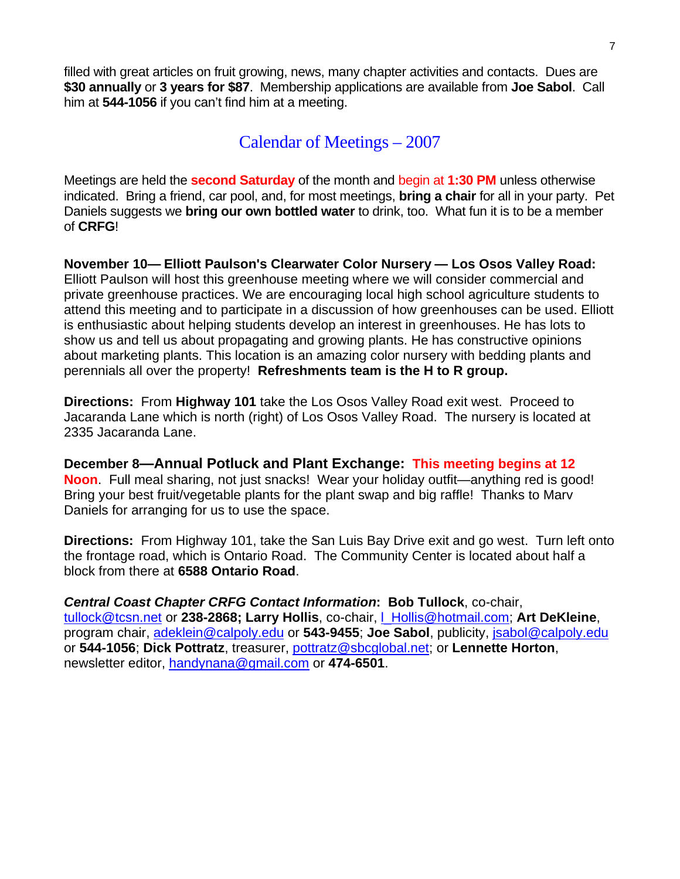filled with great articles on fruit growing, news, many chapter activities and contacts. Dues are **$30 annually** or **3 years for $87**. Membership applications are available from **Joe Sabol**. Call him at **544-1056** if you can't find him at a meeting.

## Calendar of Meetings – 2007

Meetings are held the **second Saturday** of the month and begin at **1:30 PM** unless otherwise indicated. Bring a friend, car pool, and, for most meetings, **bring a chair** for all in your party. Pet Daniels suggests we **bring our own bottled water** to drink, too. What fun it is to be a member of **CRFG**!

**November 10— Elliott Paulson's Clearwater Color Nursery — Los Osos Valley Road:** Elliott Paulson will host this greenhouse meeting where we will consider commercial and private greenhouse practices. We are encouraging local high school agriculture students to attend this meeting and to participate in a discussion of how greenhouses can be used. Elliott is enthusiastic about helping students develop an interest in greenhouses. He has lots to show us and tell us about propagating and growing plants. He has constructive opinions about marketing plants. This location is an amazing color nursery with bedding plants and perennials all over the property! **Refreshments team is the H to R group.**

**Directions:** From **Highway 101** take the Los Osos Valley Road exit west. Proceed to Jacaranda Lane which is north (right) of Los Osos Valley Road. The nursery is located at 2335 Jacaranda Lane.

**December 8—Annual Potluck and Plant Exchange:** **This meeting begins at 12 Noon**. Full meal sharing, not just snacks! Wear your holiday outfit—anything red is good! Bring your best fruit/vegetable plants for the plant swap and big raffle! Thanks to Marv Daniels for arranging for us to use the space.

**Directions:** From Highway 101, take the San Luis Bay Drive exit and go west. Turn left onto the frontage road, which is Ontario Road. The Community Center is located about half a block from there at **6588 Ontario Road**.

***Central Coast Chapter CRFG Contact Information*:** **Bob Tullock**, co-chair, tullock@tcsn.net or **238-2868; Larry Hollis**, co-chair, l_Hollis@hotmail.com; **Art DeKleine**, program chair, adeklein@calpoly.edu or **543-9455**; **Joe Sabol**, publicity, jsabol@calpoly.edu or **544-1056**; **Dick Pottratz**, treasurer, pottratz@sbcglobal.net; or **Lennette Horton**, newsletter editor, handynana@gmail.com or **474-6501**.